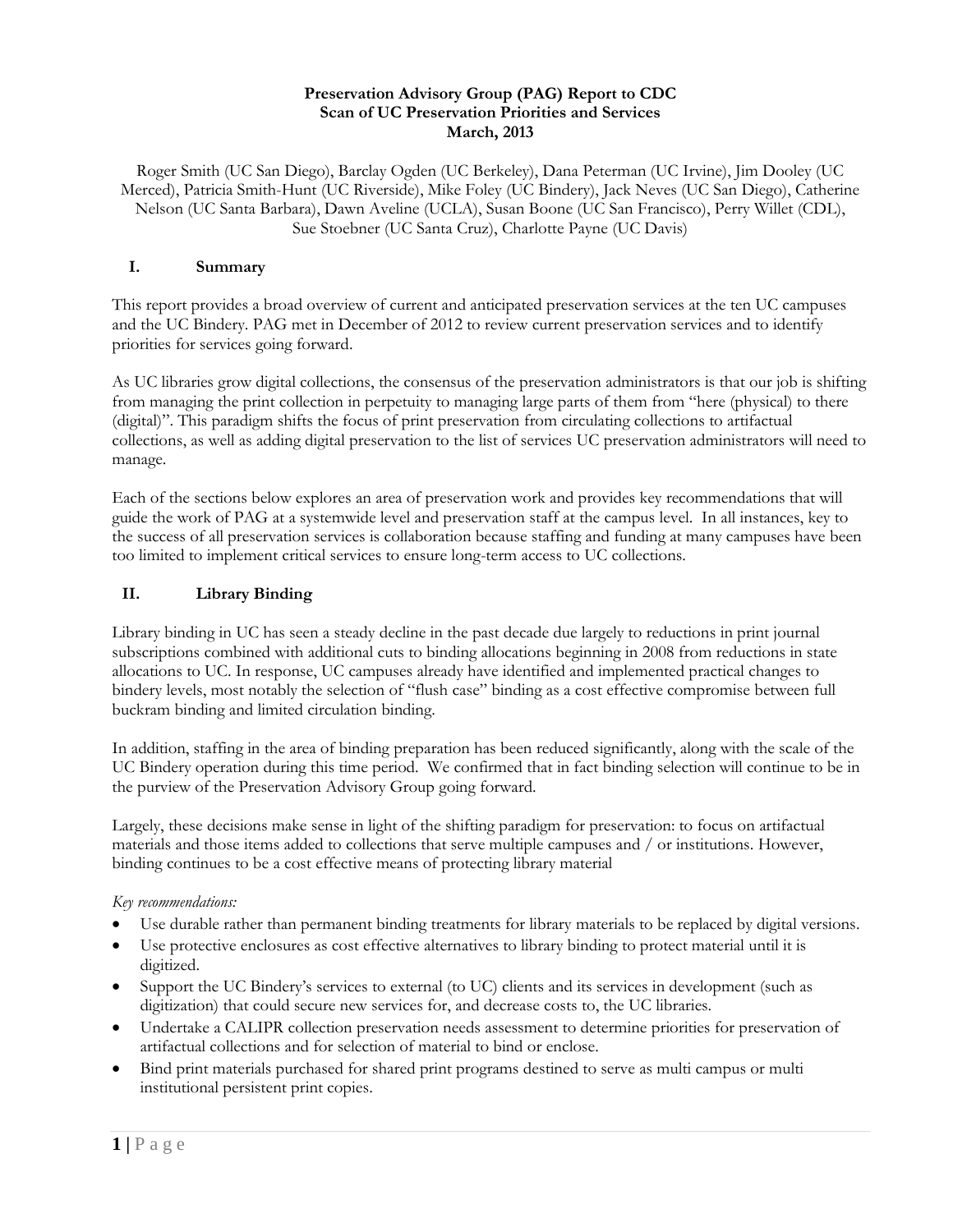# Preservation Advisory Group (PAG) Report to CDC
# Scan of UC Preservation Priorities and Services
# March, 2013

Roger Smith (UC San Diego), Barclay Ogden (UC Berkeley), Dana Peterman (UC Irvine), Jim Dooley (UC Merced), Patricia Smith-Hunt (UC Riverside), Mike Foley (UC Bindery), Jack Neves (UC San Diego), Catherine Nelson (UC Santa Barbara), Dawn Aveline (UCLA), Susan Boone (UC San Francisco), Perry Willet (CDL), Sue Stoebner (UC Santa Cruz), Charlotte Payne (UC Davis)

## I. Summary

This report provides a broad overview of current and anticipated preservation services at the ten UC campuses and the UC Bindery. PAG met in December of 2012 to review current preservation services and to identify priorities for services going forward.

As UC libraries grow digital collections, the consensus of the preservation administrators is that our job is shifting from managing the print collection in perpetuity to managing large parts of them from "here (physical) to there (digital)". This paradigm shifts the focus of print preservation from circulating collections to artifactual collections, as well as adding digital preservation to the list of services UC preservation administrators will need to manage.

Each of the sections below explores an area of preservation work and provides key recommendations that will guide the work of PAG at a systemwide level and preservation staff at the campus level. In all instances, key to the success of all preservation services is collaboration because staffing and funding at many campuses have been too limited to implement critical services to ensure long-term access to UC collections.

## II. Library Binding

Library binding in UC has seen a steady decline in the past decade due largely to reductions in print journal subscriptions combined with additional cuts to binding allocations beginning in 2008 from reductions in state allocations to UC. In response, UC campuses already have identified and implemented practical changes to bindery levels, most notably the selection of "flush case" binding as a cost effective compromise between full buckram binding and limited circulation binding.

In addition, staffing in the area of binding preparation has been reduced significantly, along with the scale of the UC Bindery operation during this time period. We confirmed that in fact binding selection will continue to be in the purview of the Preservation Advisory Group going forward.

Largely, these decisions make sense in light of the shifting paradigm for preservation: to focus on artifactual materials and those items added to collections that serve multiple campuses and / or institutions. However, binding continues to be a cost effective means of protecting library material

*Key recommendations:*

- Use durable rather than permanent binding treatments for library materials to be replaced by digital versions.
- Use protective enclosures as cost effective alternatives to library binding to protect material until it is digitized.
- Support the UC Bindery's services to external (to UC) clients and its services in development (such as digitization) that could secure new services for, and decrease costs to, the UC libraries.
- Undertake a CALIPR collection preservation needs assessment to determine priorities for preservation of artifactual collections and for selection of material to bind or enclose.
- Bind print materials purchased for shared print programs destined to serve as multi campus or multi institutional persistent print copies.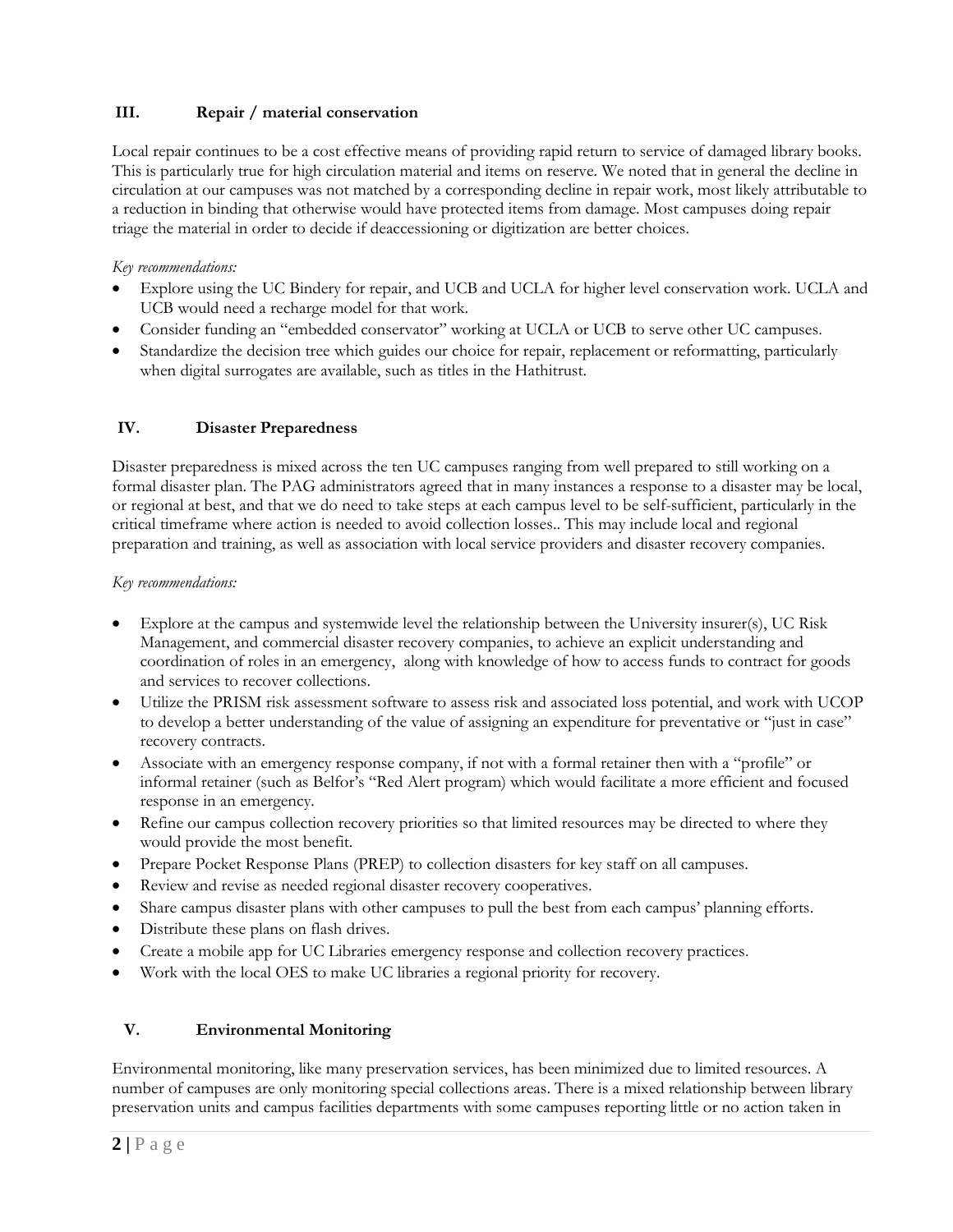## III. Repair / material conservation

Local repair continues to be a cost effective means of providing rapid return to service of damaged library books. This is particularly true for high circulation material and items on reserve. We noted that in general the decline in circulation at our campuses was not matched by a corresponding decline in repair work, most likely attributable to a reduction in binding that otherwise would have protected items from damage. Most campuses doing repair triage the material in order to decide if deaccessioning or digitization are better choices.

*Key recommendations:*

- Explore using the UC Bindery for repair, and UCB and UCLA for higher level conservation work. UCLA and UCB would need a recharge model for that work.
- Consider funding an "embedded conservator" working at UCLA or UCB to serve other UC campuses.
- Standardize the decision tree which guides our choice for repair, replacement or reformatting, particularly when digital surrogates are available, such as titles in the Hathitrust.

## IV. Disaster Preparedness

Disaster preparedness is mixed across the ten UC campuses ranging from well prepared to still working on a formal disaster plan. The PAG administrators agreed that in many instances a response to a disaster may be local, or regional at best, and that we do need to take steps at each campus level to be self-sufficient, particularly in the critical timeframe where action is needed to avoid collection losses.. This may include local and regional preparation and training, as well as association with local service providers and disaster recovery companies.

*Key recommendations:*

- Explore at the campus and systemwide level the relationship between the University insurer(s), UC Risk Management, and commercial disaster recovery companies, to achieve an explicit understanding and coordination of roles in an emergency, along with knowledge of how to access funds to contract for goods and services to recover collections.
- Utilize the PRISM risk assessment software to assess risk and associated loss potential, and work with UCOP to develop a better understanding of the value of assigning an expenditure for preventative or "just in case" recovery contracts.
- Associate with an emergency response company, if not with a formal retainer then with a "profile" or informal retainer (such as Belfor's "Red Alert program) which would facilitate a more efficient and focused response in an emergency.
- Refine our campus collection recovery priorities so that limited resources may be directed to where they would provide the most benefit.
- Prepare Pocket Response Plans (PREP) to collection disasters for key staff on all campuses.
- Review and revise as needed regional disaster recovery cooperatives.
- Share campus disaster plans with other campuses to pull the best from each campus' planning efforts.
- Distribute these plans on flash drives.
- Create a mobile app for UC Libraries emergency response and collection recovery practices.
- Work with the local OES to make UC libraries a regional priority for recovery.

## V. Environmental Monitoring

Environmental monitoring, like many preservation services, has been minimized due to limited resources. A number of campuses are only monitoring special collections areas. There is a mixed relationship between library preservation units and campus facilities departments with some campuses reporting little or no action taken in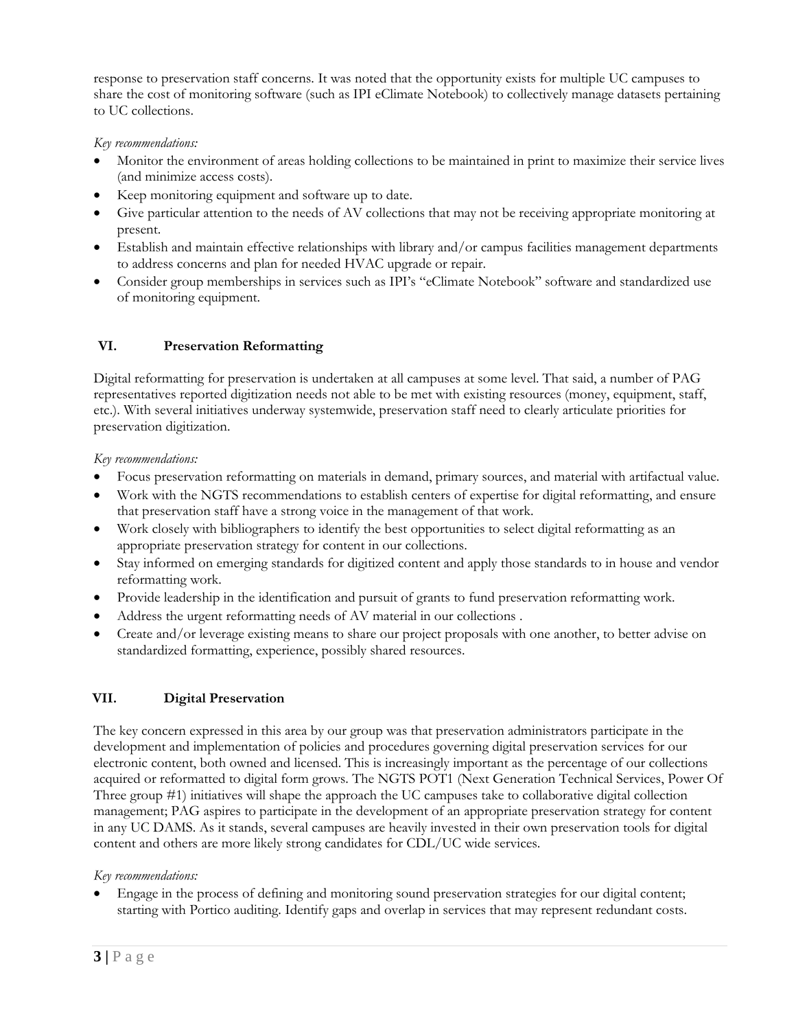response to preservation staff concerns. It was noted that the opportunity exists for multiple UC campuses to share the cost of monitoring software (such as IPI eClimate Notebook) to collectively manage datasets pertaining to UC collections.

*Key recommendations:*

- Monitor the environment of areas holding collections to be maintained in print to maximize their service lives (and minimize access costs).
- Keep monitoring equipment and software up to date.
- Give particular attention to the needs of AV collections that may not be receiving appropriate monitoring at present.
- Establish and maintain effective relationships with library and/or campus facilities management departments to address concerns and plan for needed HVAC upgrade or repair.
- Consider group memberships in services such as IPI's "eClimate Notebook" software and standardized use of monitoring equipment.

## VI. Preservation Reformatting

Digital reformatting for preservation is undertaken at all campuses at some level. That said, a number of PAG representatives reported digitization needs not able to be met with existing resources (money, equipment, staff, etc.). With several initiatives underway systemwide, preservation staff need to clearly articulate priorities for preservation digitization.

*Key recommendations:*

- Focus preservation reformatting on materials in demand, primary sources, and material with artifactual value.
- Work with the NGTS recommendations to establish centers of expertise for digital reformatting, and ensure that preservation staff have a strong voice in the management of that work.
- Work closely with bibliographers to identify the best opportunities to select digital reformatting as an appropriate preservation strategy for content in our collections.
- Stay informed on emerging standards for digitized content and apply those standards to in house and vendor reformatting work.
- Provide leadership in the identification and pursuit of grants to fund preservation reformatting work.
- Address the urgent reformatting needs of AV material in our collections .
- Create and/or leverage existing means to share our project proposals with one another, to better advise on standardized formatting, experience, possibly shared resources.

## VII. Digital Preservation

The key concern expressed in this area by our group was that preservation administrators participate in the development and implementation of policies and procedures governing digital preservation services for our electronic content, both owned and licensed. This is increasingly important as the percentage of our collections acquired or reformatted to digital form grows. The NGTS POT1 (Next Generation Technical Services, Power Of Three group #1) initiatives will shape the approach the UC campuses take to collaborative digital collection management; PAG aspires to participate in the development of an appropriate preservation strategy for content in any UC DAMS. As it stands, several campuses are heavily invested in their own preservation tools for digital content and others are more likely strong candidates for CDL/UC wide services.

*Key recommendations:*

- Engage in the process of defining and monitoring sound preservation strategies for our digital content; starting with Portico auditing. Identify gaps and overlap in services that may represent redundant costs.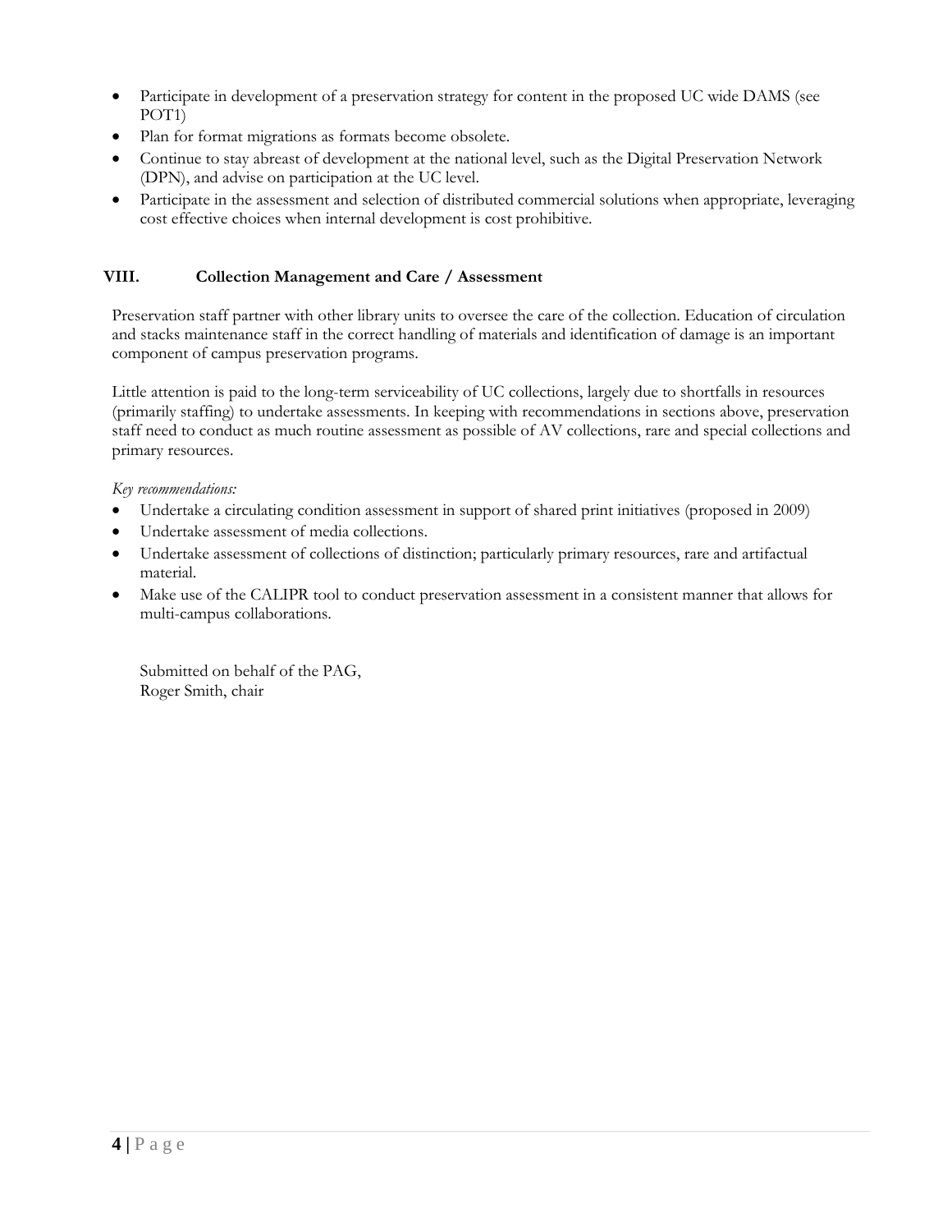- Participate in development of a preservation strategy for content in the proposed UC wide DAMS (see POT1)
- Plan for format migrations as formats become obsolete.
- Continue to stay abreast of development at the national level, such as the Digital Preservation Network (DPN), and advise on participation at the UC level.
- Participate in the assessment and selection of distributed commercial solutions when appropriate, leveraging cost effective choices when internal development is cost prohibitive.

## VIII. Collection Management and Care / Assessment

Preservation staff partner with other library units to oversee the care of the collection. Education of circulation and stacks maintenance staff in the correct handling of materials and identification of damage is an important component of campus preservation programs.

Little attention is paid to the long-term serviceability of UC collections, largely due to shortfalls in resources (primarily staffing) to undertake assessments. In keeping with recommendations in sections above, preservation staff need to conduct as much routine assessment as possible of AV collections, rare and special collections and primary resources.

*Key recommendations:*

- Undertake a circulating condition assessment in support of shared print initiatives (proposed in 2009)
- Undertake assessment of media collections.
- Undertake assessment of collections of distinction; particularly primary resources, rare and artifactual material.
- Make use of the CALIPR tool to conduct preservation assessment in a consistent manner that allows for multi-campus collaborations.

Submitted on behalf of the PAG,
Roger Smith, chair